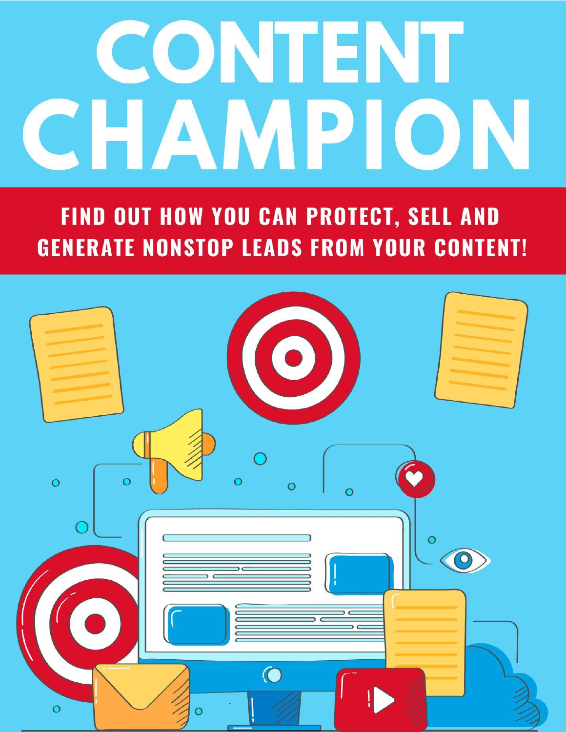# CONTENT CHAMPION

## FIND OUT HOW YOU CAN PROTECT, SELL AND GENERATE NONSTOP LEADS FROM YOUR CONTENT!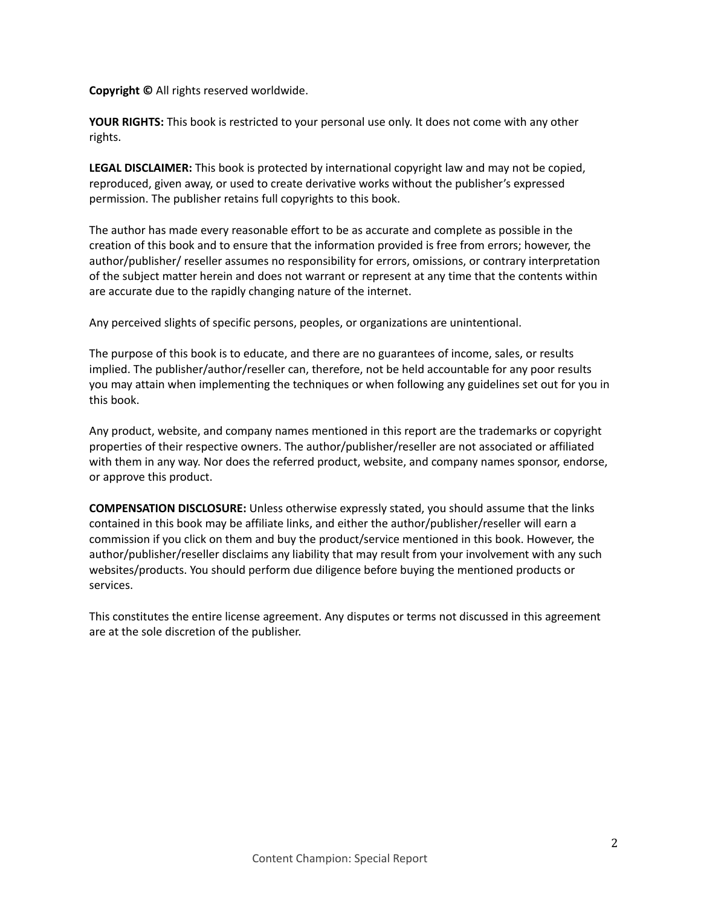**Copyright ©** All rights reserved worldwide.

**YOUR RIGHTS:** This book is restricted to your personal use only. It does not come with any other rights.

**LEGAL DISCLAIMER:** This book is protected by international copyright law and may not be copied, reproduced, given away, or used to create derivative works without the publisher's expressed permission. The publisher retains full copyrights to this book.

The author has made every reasonable effort to be as accurate and complete as possible in the creation of this book and to ensure that the information provided is free from errors; however, the author/publisher/ reseller assumes no responsibility for errors, omissions, or contrary interpretation of the subject matter herein and does not warrant or represent at any time that the contents within are accurate due to the rapidly changing nature of the internet.

Any perceived slights of specific persons, peoples, or organizations are unintentional.

The purpose of this book is to educate, and there are no guarantees of income, sales, or results implied. The publisher/author/reseller can, therefore, not be held accountable for any poor results you may attain when implementing the techniques or when following any guidelines set out for you in this book.

Any product, website, and company names mentioned in this report are the trademarks or copyright properties of their respective owners. The author/publisher/reseller are not associated or affiliated with them in any way. Nor does the referred product, website, and company names sponsor, endorse, or approve this product.

**COMPENSATION DISCLOSURE:** Unless otherwise expressly stated, you should assume that the links contained in this book may be affiliate links, and either the author/publisher/reseller will earn a commission if you click on them and buy the product/service mentioned in this book. However, the author/publisher/reseller disclaims any liability that may result from your involvement with any such websites/products. You should perform due diligence before buying the mentioned products or services.

This constitutes the entire license agreement. Any disputes or terms not discussed in this agreement are at the sole discretion of the publisher.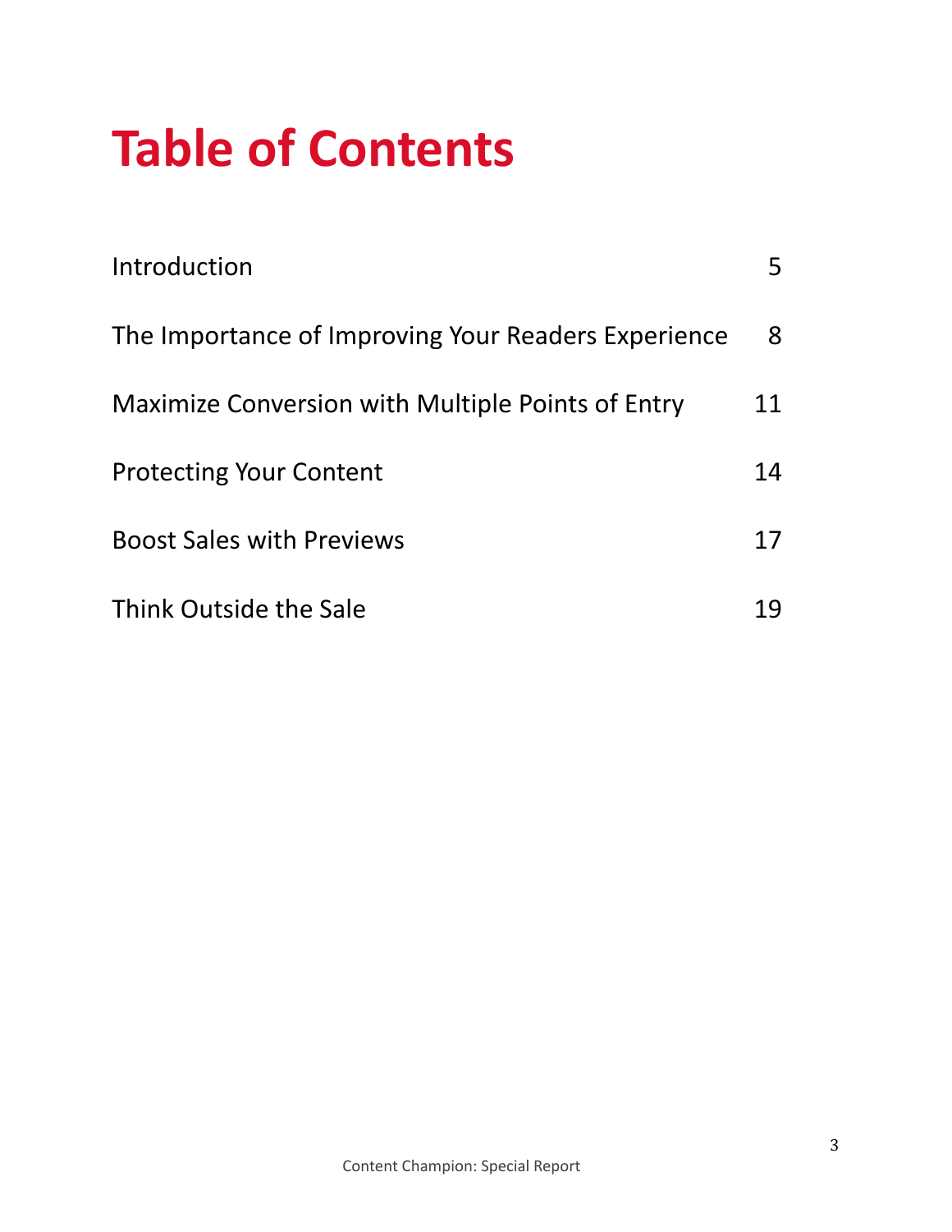# Table of Contents

| | |
|---|---|
| Introduction | 5 |
| The Importance of Improving Your Readers Experience | 8 |
| Maximize Conversion with Multiple Points of Entry | 11 |
| Protecting Your Content | 14 |
| Boost Sales with Previews | 17 |
| Think Outside the Sale | 19 |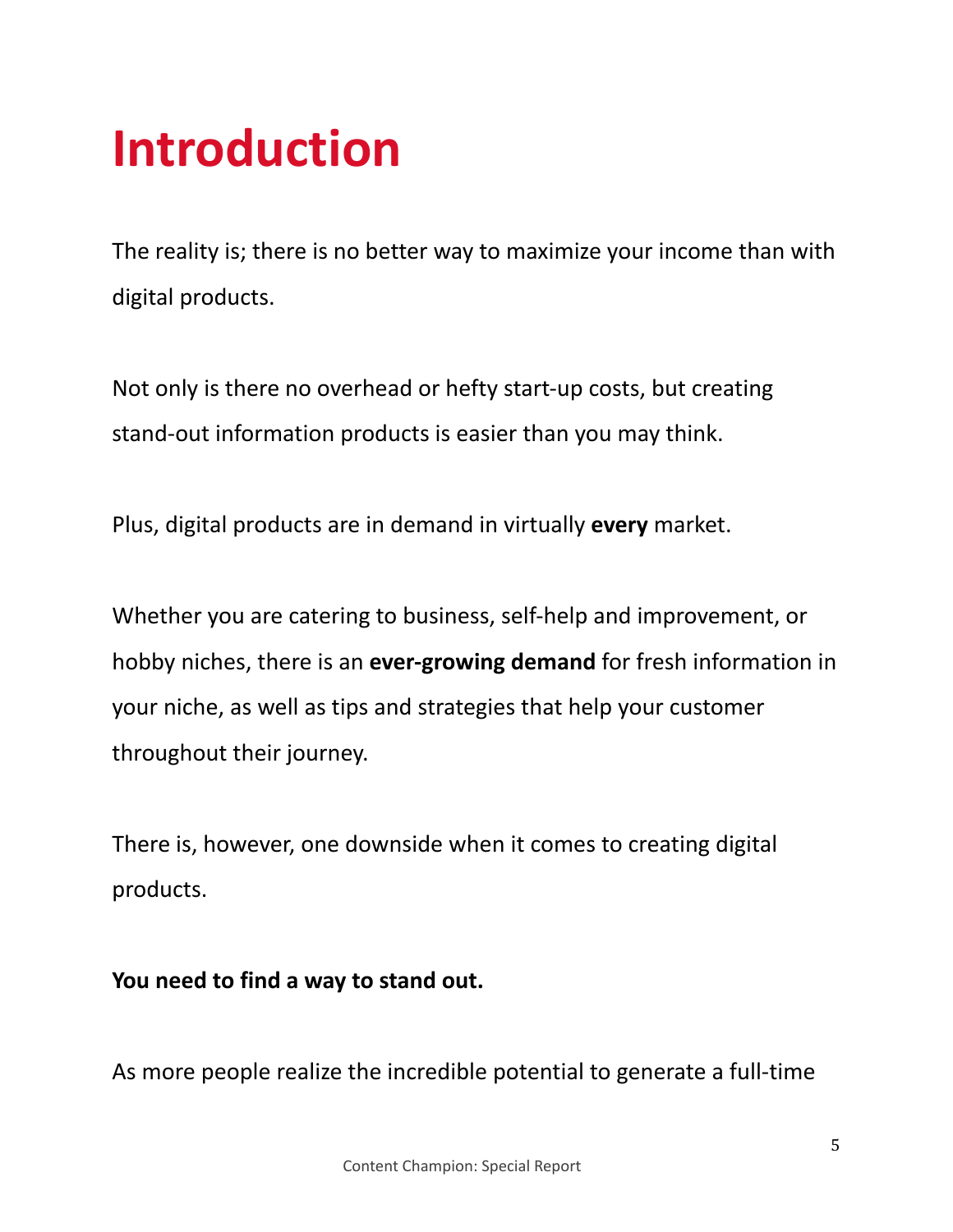# Introduction

The reality is; there is no better way to maximize your income than with digital products.

Not only is there no overhead or hefty start-up costs, but creating stand-out information products is easier than you may think.

Plus, digital products are in demand in virtually **every** market.

Whether you are catering to business, self-help and improvement, or hobby niches, there is an **ever-growing demand** for fresh information in your niche, as well as tips and strategies that help your customer throughout their journey.

There is, however, one downside when it comes to creating digital products.

**You need to find a way to stand out.**

As more people realize the incredible potential to generate a full-time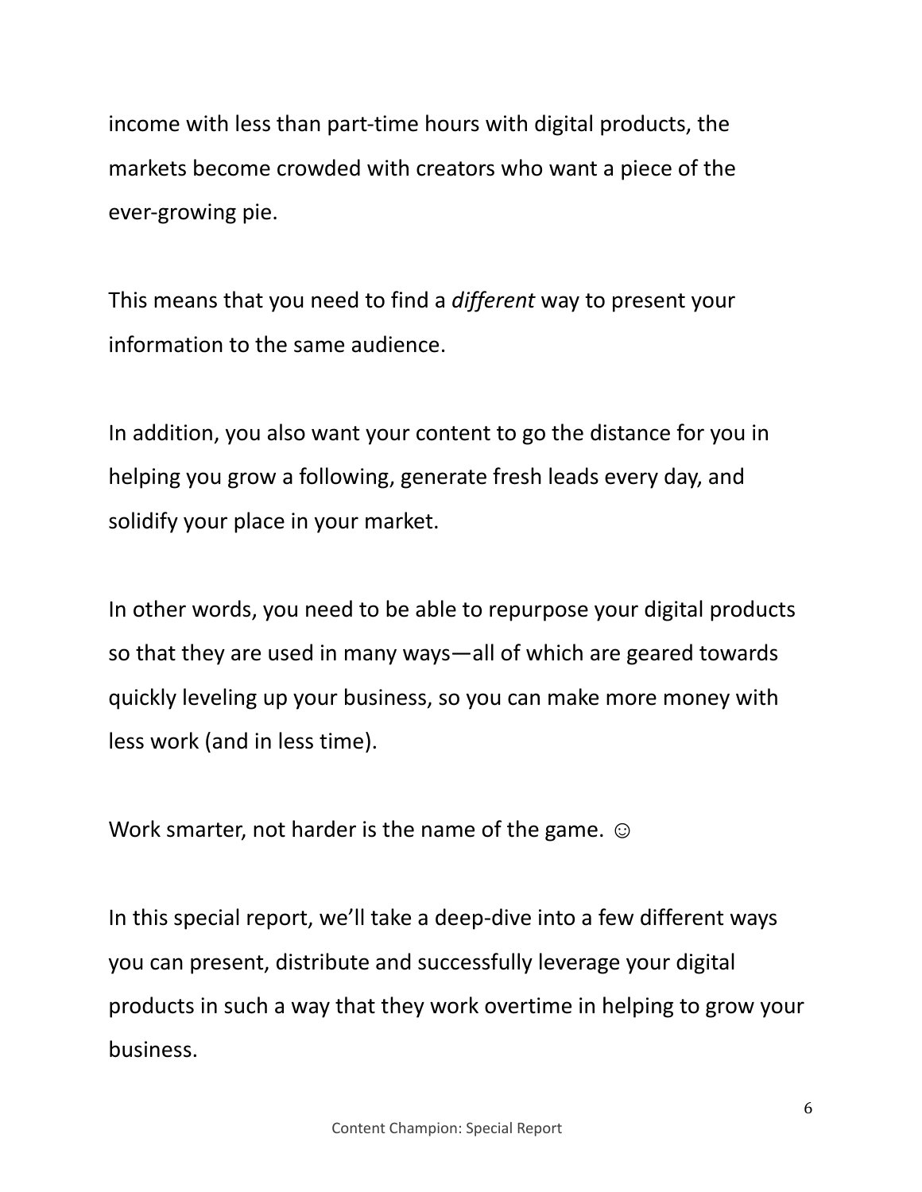income with less than part-time hours with digital products, the markets become crowded with creators who want a piece of the ever-growing pie.

This means that you need to find a *different* way to present your information to the same audience.

In addition, you also want your content to go the distance for you in helping you grow a following, generate fresh leads every day, and solidify your place in your market.

In other words, you need to be able to repurpose your digital products so that they are used in many ways—all of which are geared towards quickly leveling up your business, so you can make more money with less work (and in less time).

Work smarter, not harder is the name of the game. ☺

In this special report, we'll take a deep-dive into a few different ways you can present, distribute and successfully leverage your digital products in such a way that they work overtime in helping to grow your business.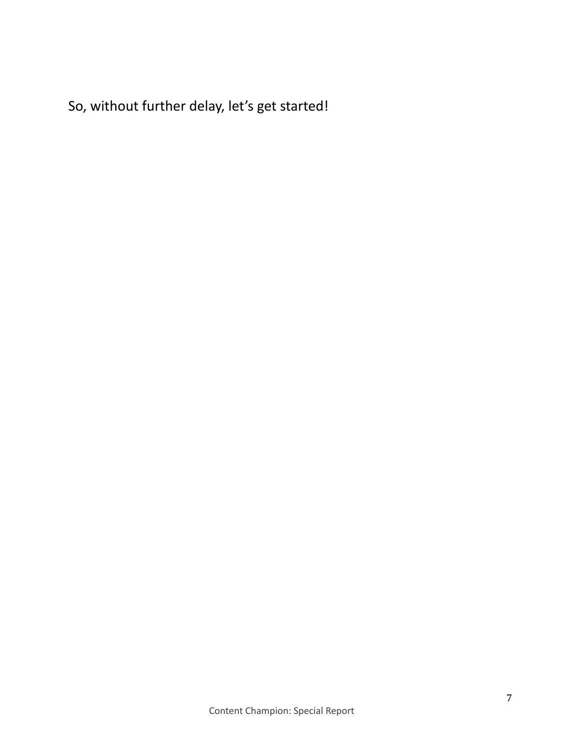So, without further delay, let's get started!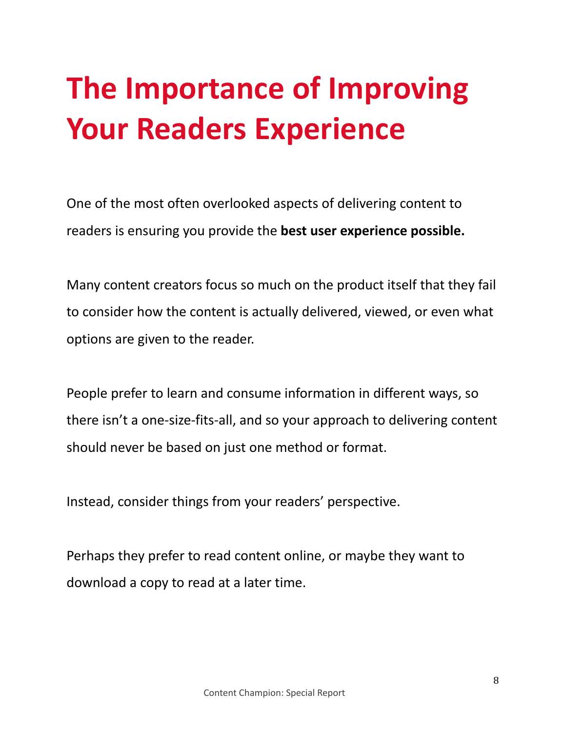# The Importance of Improving Your Readers Experience

One of the most often overlooked aspects of delivering content to readers is ensuring you provide the **best user experience possible.**

Many content creators focus so much on the product itself that they fail to consider how the content is actually delivered, viewed, or even what options are given to the reader.

People prefer to learn and consume information in different ways, so there isn't a one-size-fits-all, and so your approach to delivering content should never be based on just one method or format.

Instead, consider things from your readers' perspective.

Perhaps they prefer to read content online, or maybe they want to download a copy to read at a later time.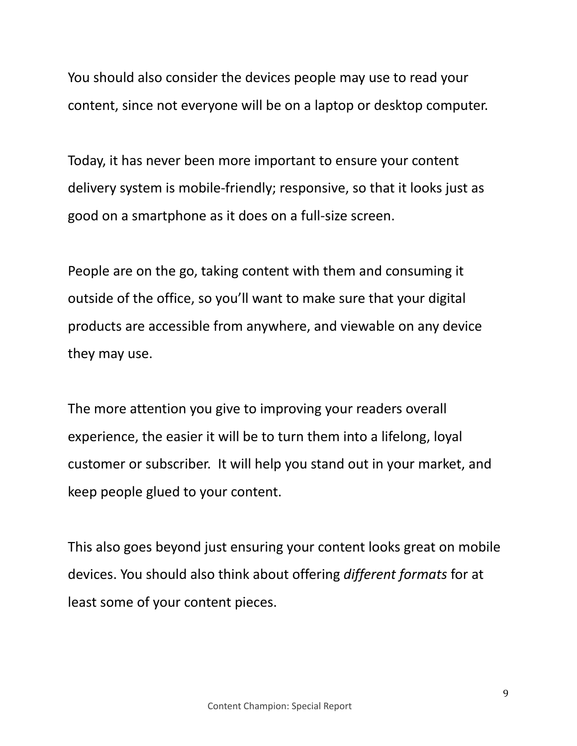You should also consider the devices people may use to read your content, since not everyone will be on a laptop or desktop computer.

Today, it has never been more important to ensure your content delivery system is mobile-friendly; responsive, so that it looks just as good on a smartphone as it does on a full-size screen.

People are on the go, taking content with them and consuming it outside of the office, so you'll want to make sure that your digital products are accessible from anywhere, and viewable on any device they may use.

The more attention you give to improving your readers overall experience, the easier it will be to turn them into a lifelong, loyal customer or subscriber.  It will help you stand out in your market, and keep people glued to your content.

This also goes beyond just ensuring your content looks great on mobile devices. You should also think about offering *different formats* for at least some of your content pieces.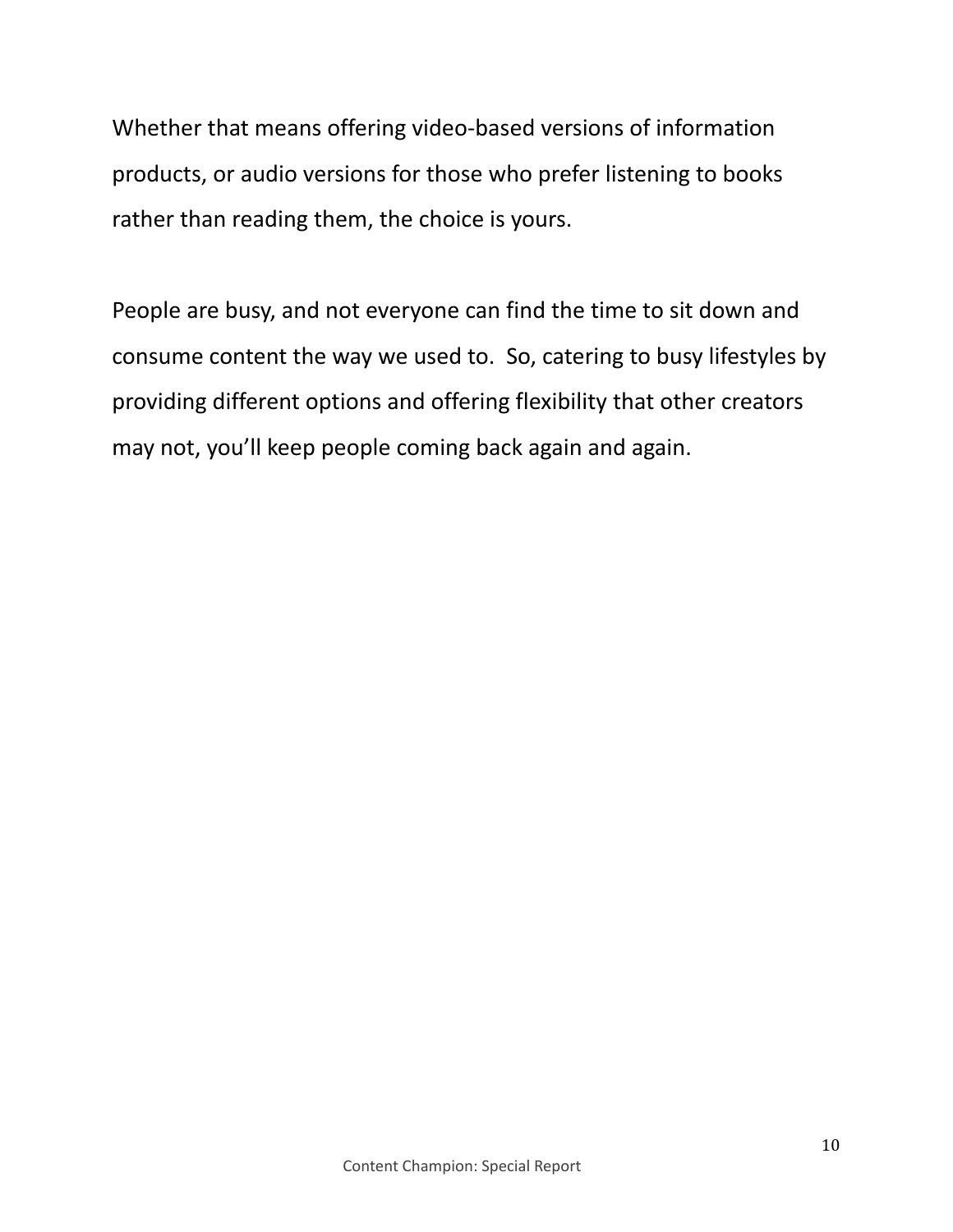Whether that means offering video-based versions of information products, or audio versions for those who prefer listening to books rather than reading them, the choice is yours.

People are busy, and not everyone can find the time to sit down and consume content the way we used to. So, catering to busy lifestyles by providing different options and offering flexibility that other creators may not, you'll keep people coming back again and again.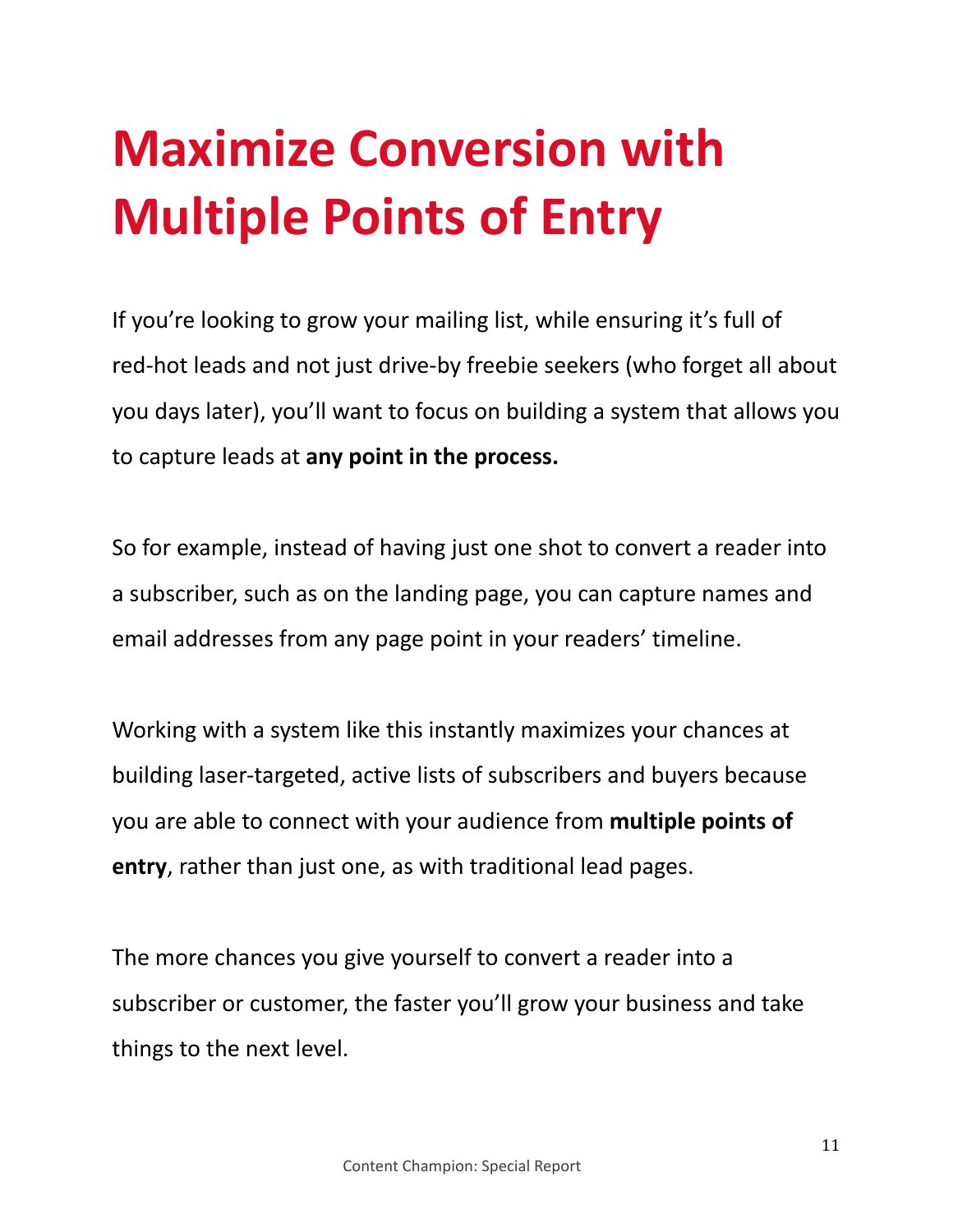# Maximize Conversion with Multiple Points of Entry

If you're looking to grow your mailing list, while ensuring it's full of red-hot leads and not just drive-by freebie seekers (who forget all about you days later), you'll want to focus on building a system that allows you to capture leads at **any point in the process.**

So for example, instead of having just one shot to convert a reader into a subscriber, such as on the landing page, you can capture names and email addresses from any page point in your readers' timeline.

Working with a system like this instantly maximizes your chances at building laser-targeted, active lists of subscribers and buyers because you are able to connect with your audience from **multiple points of entry**, rather than just one, as with traditional lead pages.

The more chances you give yourself to convert a reader into a subscriber or customer, the faster you'll grow your business and take things to the next level.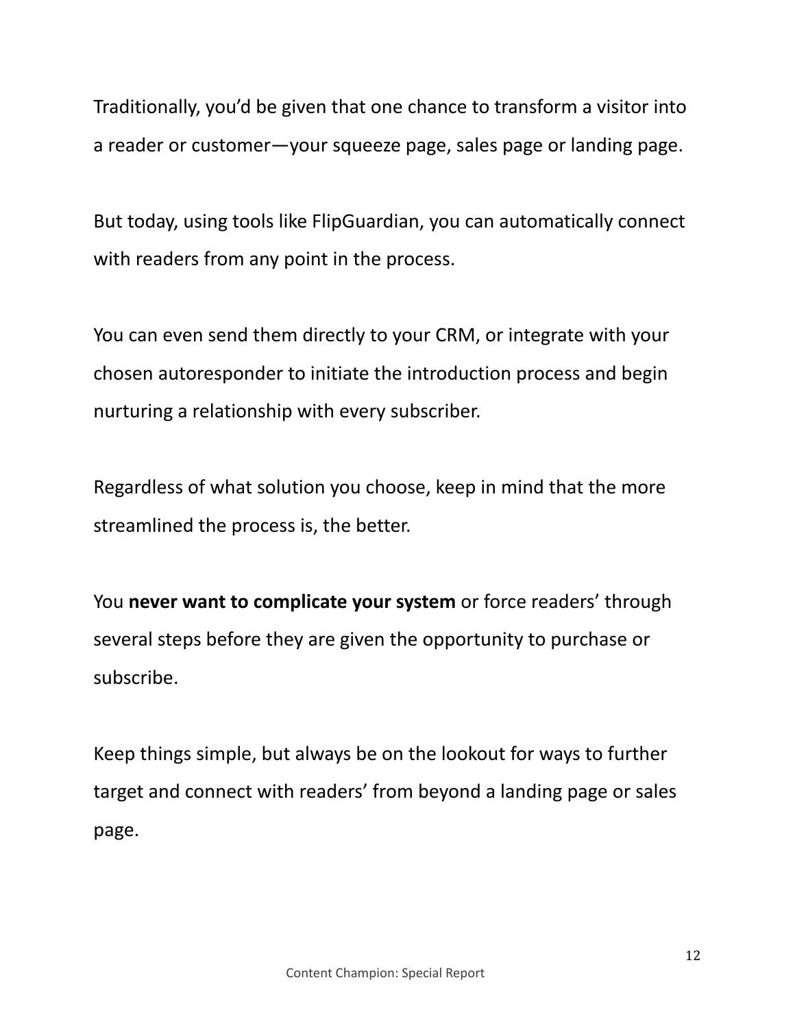Traditionally, you'd be given that one chance to transform a visitor into a reader or customer—your squeeze page, sales page or landing page.

But today, using tools like FlipGuardian, you can automatically connect with readers from any point in the process.

You can even send them directly to your CRM, or integrate with your chosen autoresponder to initiate the introduction process and begin nurturing a relationship with every subscriber.

Regardless of what solution you choose, keep in mind that the more streamlined the process is, the better.

You **never want to complicate your system** or force readers' through several steps before they are given the opportunity to purchase or subscribe.

Keep things simple, but always be on the lookout for ways to further target and connect with readers' from beyond a landing page or sales page.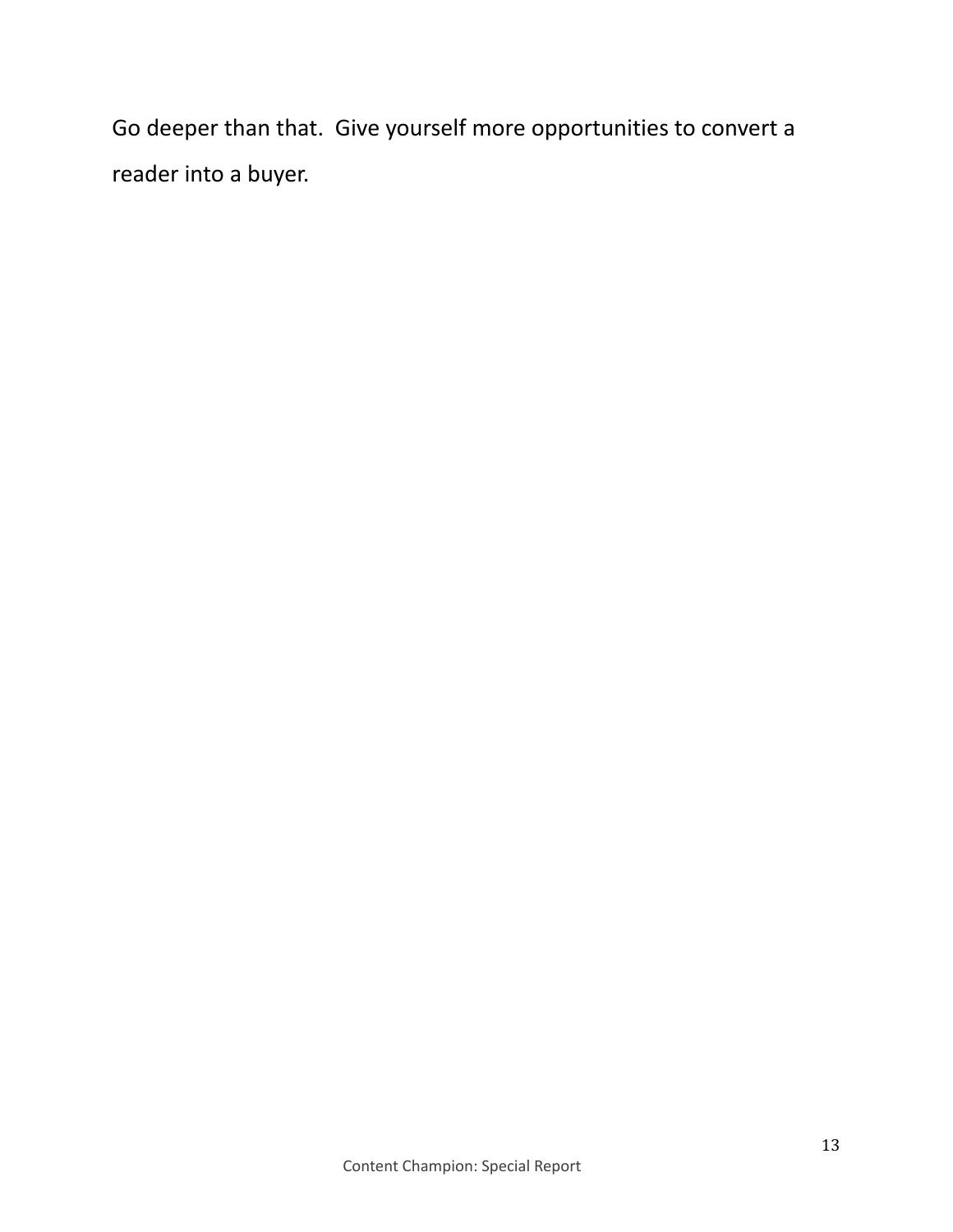Go deeper than that.  Give yourself more opportunities to convert a reader into a buyer.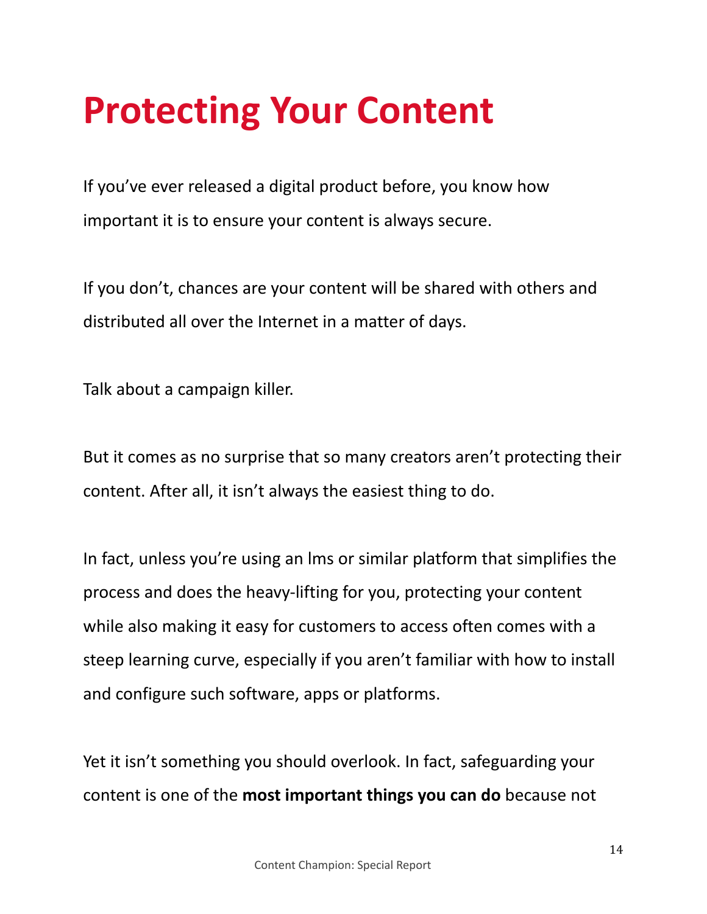# Protecting Your Content

If you've ever released a digital product before, you know how important it is to ensure your content is always secure.

If you don't, chances are your content will be shared with others and distributed all over the Internet in a matter of days.

Talk about a campaign killer.

But it comes as no surprise that so many creators aren't protecting their content. After all, it isn't always the easiest thing to do.

In fact, unless you're using an lms or similar platform that simplifies the process and does the heavy-lifting for you, protecting your content while also making it easy for customers to access often comes with a steep learning curve, especially if you aren't familiar with how to install and configure such software, apps or platforms.

Yet it isn't something you should overlook. In fact, safeguarding your content is one of the **most important things you can do** because not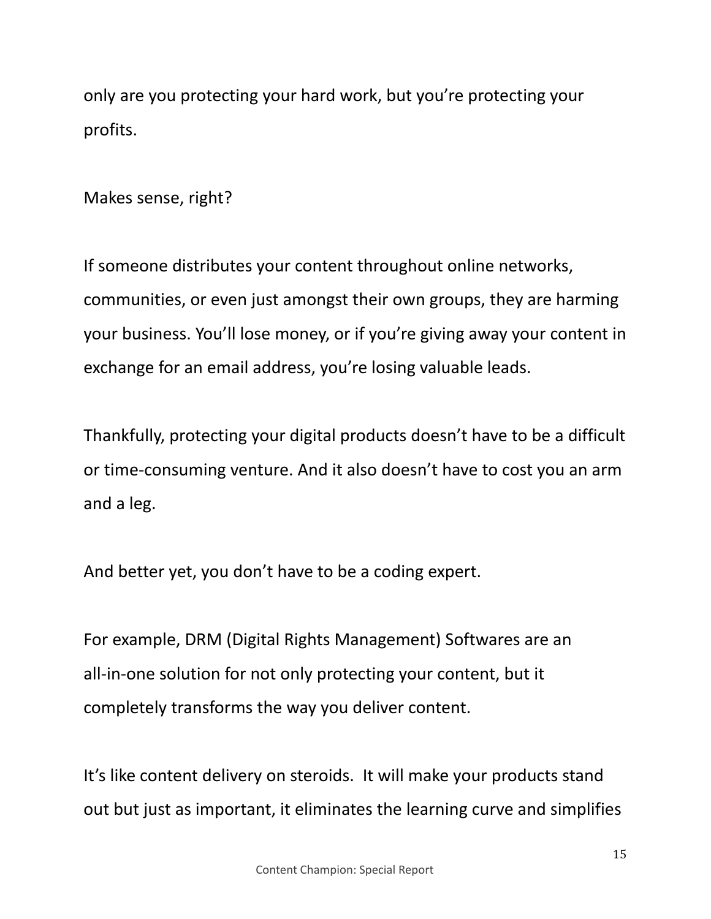only are you protecting your hard work, but you're protecting your profits.

Makes sense, right?

If someone distributes your content throughout online networks, communities, or even just amongst their own groups, they are harming your business. You'll lose money, or if you're giving away your content in exchange for an email address, you're losing valuable leads.

Thankfully, protecting your digital products doesn't have to be a difficult or time-consuming venture. And it also doesn't have to cost you an arm and a leg.

And better yet, you don't have to be a coding expert.

For example, DRM (Digital Rights Management) Softwares are an all-in-one solution for not only protecting your content, but it completely transforms the way you deliver content.

It's like content delivery on steroids. It will make your products stand out but just as important, it eliminates the learning curve and simplifies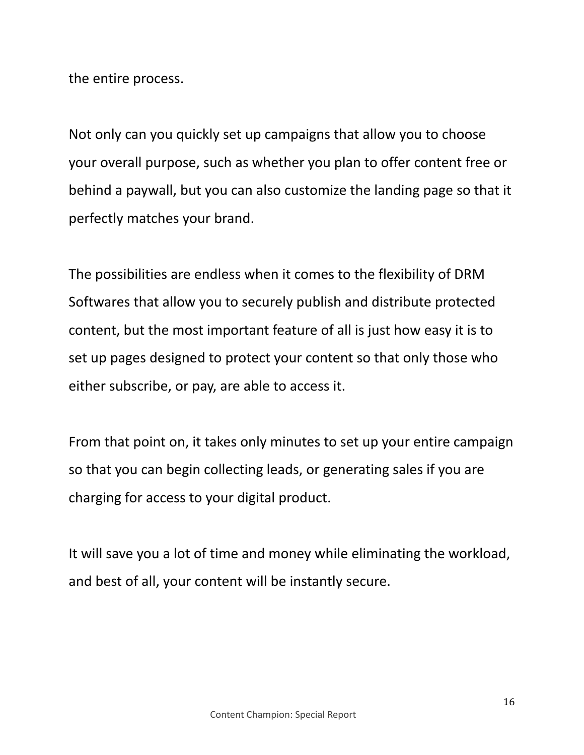the entire process.

Not only can you quickly set up campaigns that allow you to choose your overall purpose, such as whether you plan to offer content free or behind a paywall, but you can also customize the landing page so that it perfectly matches your brand.

The possibilities are endless when it comes to the flexibility of DRM Softwares that allow you to securely publish and distribute protected content, but the most important feature of all is just how easy it is to set up pages designed to protect your content so that only those who either subscribe, or pay, are able to access it.

From that point on, it takes only minutes to set up your entire campaign so that you can begin collecting leads, or generating sales if you are charging for access to your digital product.

It will save you a lot of time and money while eliminating the workload, and best of all, your content will be instantly secure.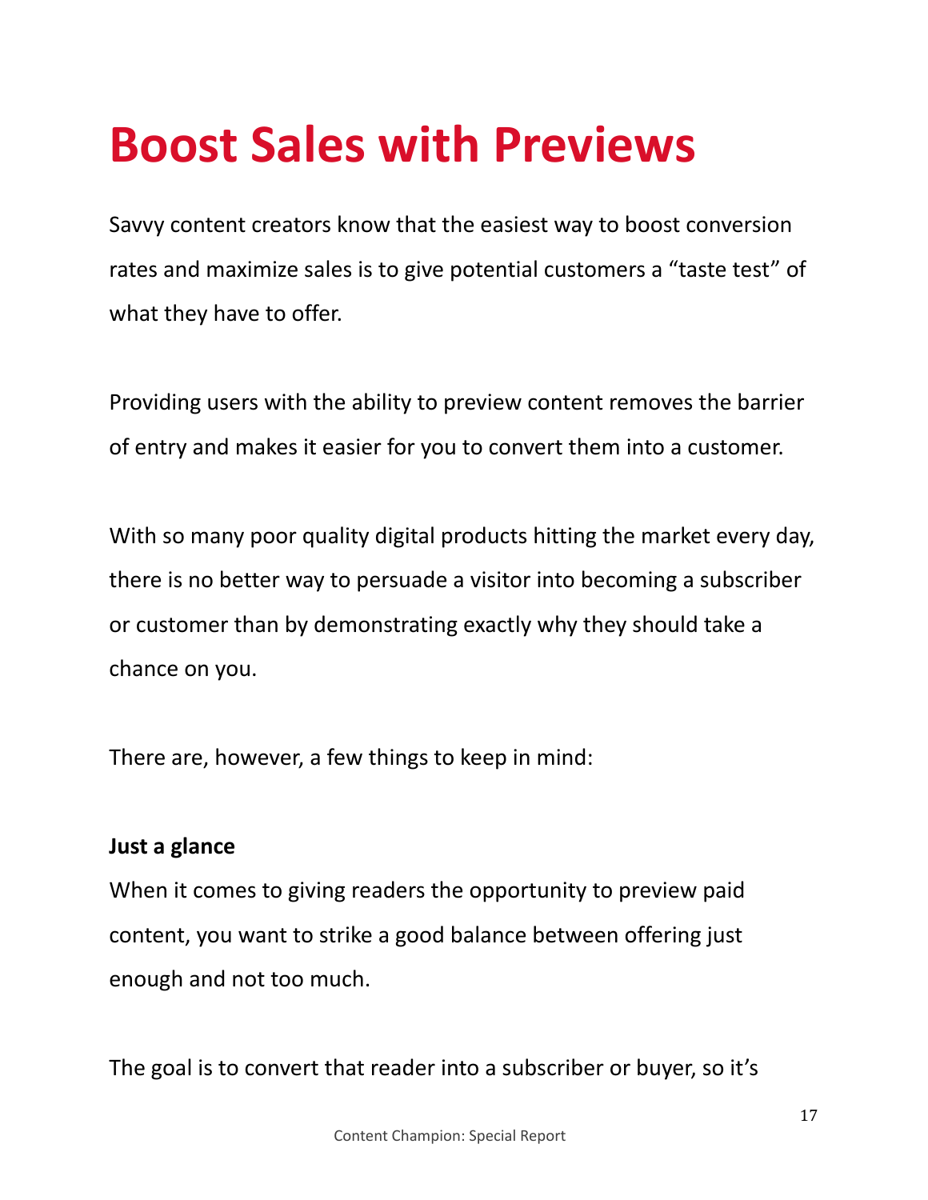# Boost Sales with Previews

Savvy content creators know that the easiest way to boost conversion rates and maximize sales is to give potential customers a "taste test" of what they have to offer.

Providing users with the ability to preview content removes the barrier of entry and makes it easier for you to convert them into a customer.

With so many poor quality digital products hitting the market every day, there is no better way to persuade a visitor into becoming a subscriber or customer than by demonstrating exactly why they should take a chance on you.

There are, however, a few things to keep in mind:

**Just a glance**

When it comes to giving readers the opportunity to preview paid content, you want to strike a good balance between offering just enough and not too much.

The goal is to convert that reader into a subscriber or buyer, so it's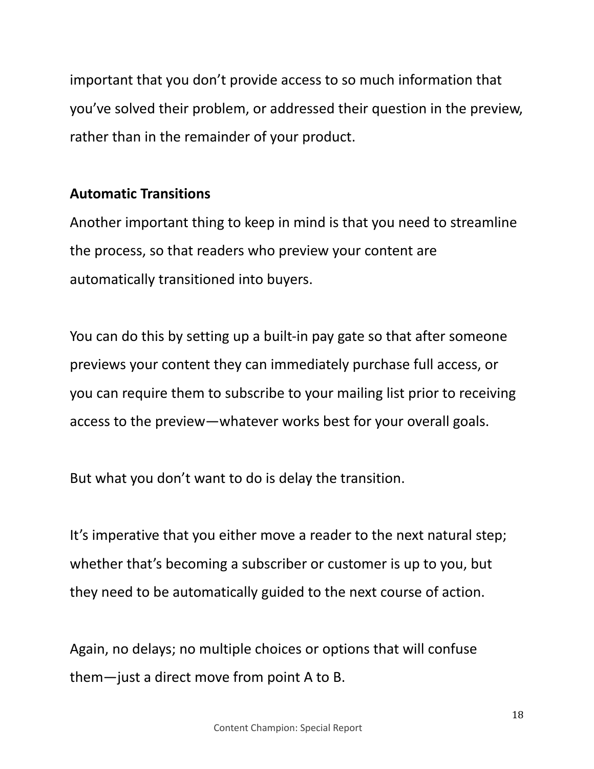important that you don't provide access to so much information that you've solved their problem, or addressed their question in the preview, rather than in the remainder of your product.

**Automatic Transitions**

Another important thing to keep in mind is that you need to streamline the process, so that readers who preview your content are automatically transitioned into buyers.

You can do this by setting up a built-in pay gate so that after someone previews your content they can immediately purchase full access, or you can require them to subscribe to your mailing list prior to receiving access to the preview—whatever works best for your overall goals.

But what you don't want to do is delay the transition.

It's imperative that you either move a reader to the next natural step; whether that's becoming a subscriber or customer is up to you, but they need to be automatically guided to the next course of action.

Again, no delays; no multiple choices or options that will confuse them—just a direct move from point A to B.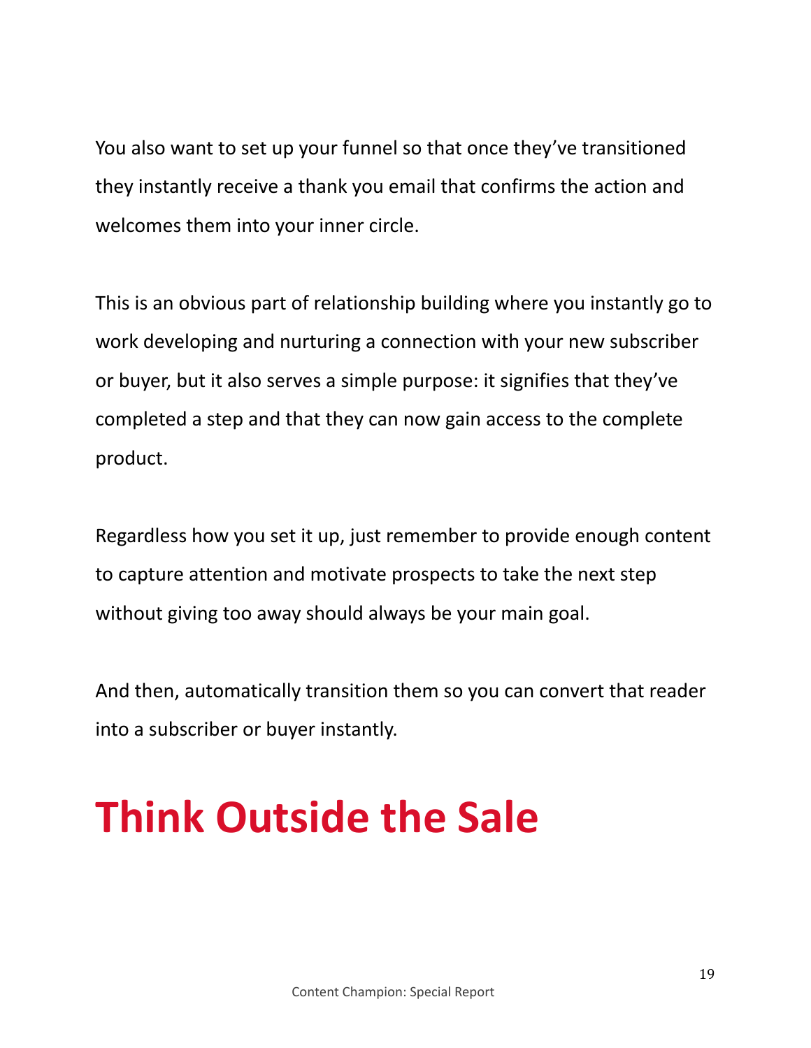You also want to set up your funnel so that once they've transitioned they instantly receive a thank you email that confirms the action and welcomes them into your inner circle.

This is an obvious part of relationship building where you instantly go to work developing and nurturing a connection with your new subscriber or buyer, but it also serves a simple purpose: it signifies that they've completed a step and that they can now gain access to the complete product.

Regardless how you set it up, just remember to provide enough content to capture attention and motivate prospects to take the next step without giving too away should always be your main goal.

And then, automatically transition them so you can convert that reader into a subscriber or buyer instantly.

# Think Outside the Sale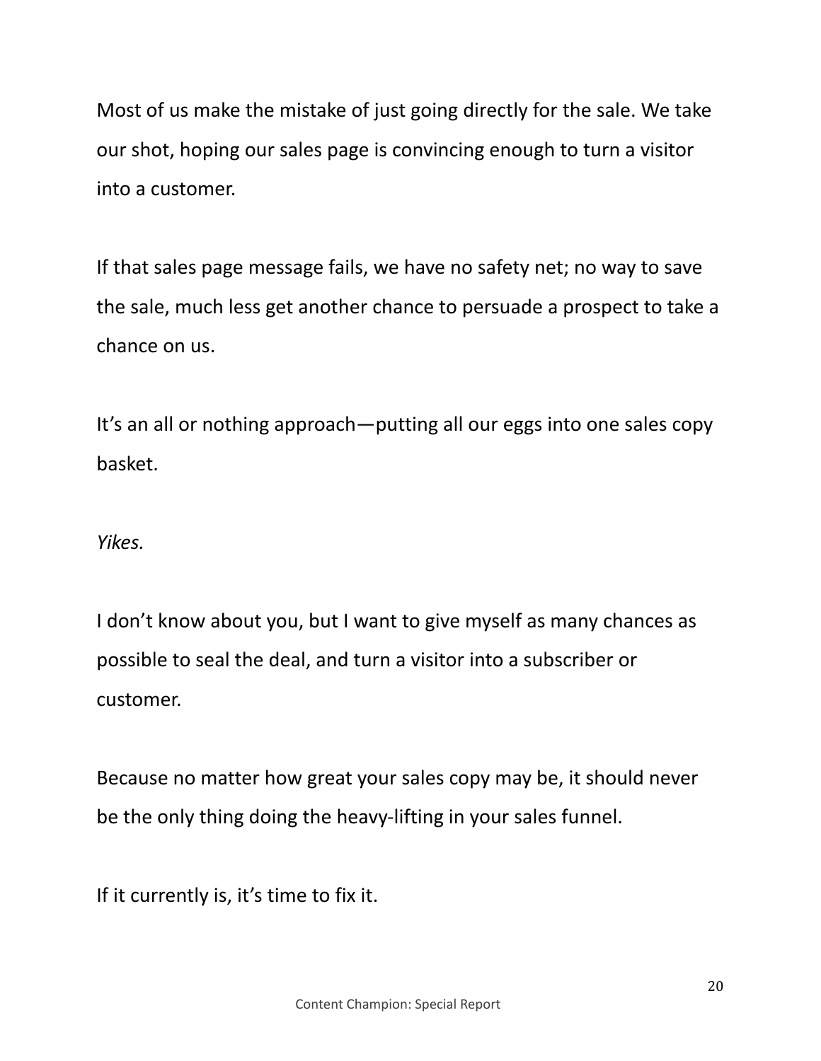Most of us make the mistake of just going directly for the sale. We take our shot, hoping our sales page is convincing enough to turn a visitor into a customer.

If that sales page message fails, we have no safety net; no way to save the sale, much less get another chance to persuade a prospect to take a chance on us.

It's an all or nothing approach—putting all our eggs into one sales copy basket.

*Yikes.*

I don't know about you, but I want to give myself as many chances as possible to seal the deal, and turn a visitor into a subscriber or customer.

Because no matter how great your sales copy may be, it should never be the only thing doing the heavy-lifting in your sales funnel.

If it currently is, it's time to fix it.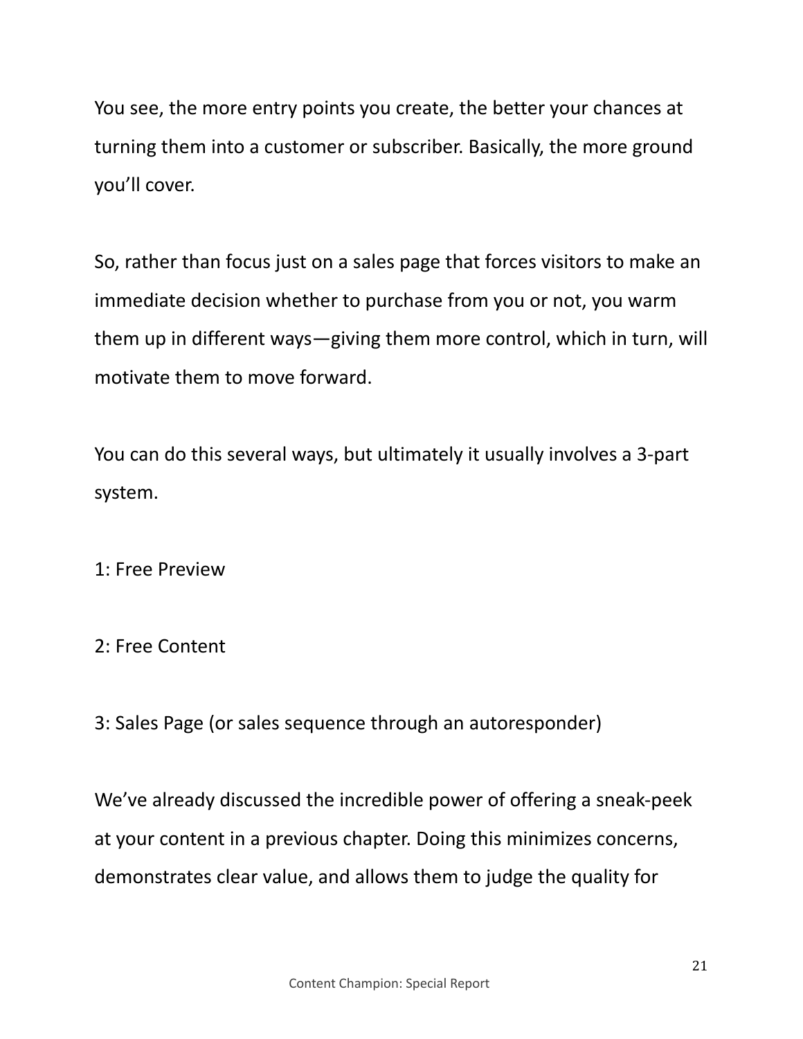You see, the more entry points you create, the better your chances at turning them into a customer or subscriber. Basically, the more ground you'll cover.

So, rather than focus just on a sales page that forces visitors to make an immediate decision whether to purchase from you or not, you warm them up in different ways—giving them more control, which in turn, will motivate them to move forward.

You can do this several ways, but ultimately it usually involves a 3-part system.

1: Free Preview

2: Free Content

3: Sales Page (or sales sequence through an autoresponder)

We've already discussed the incredible power of offering a sneak-peek at your content in a previous chapter. Doing this minimizes concerns, demonstrates clear value, and allows them to judge the quality for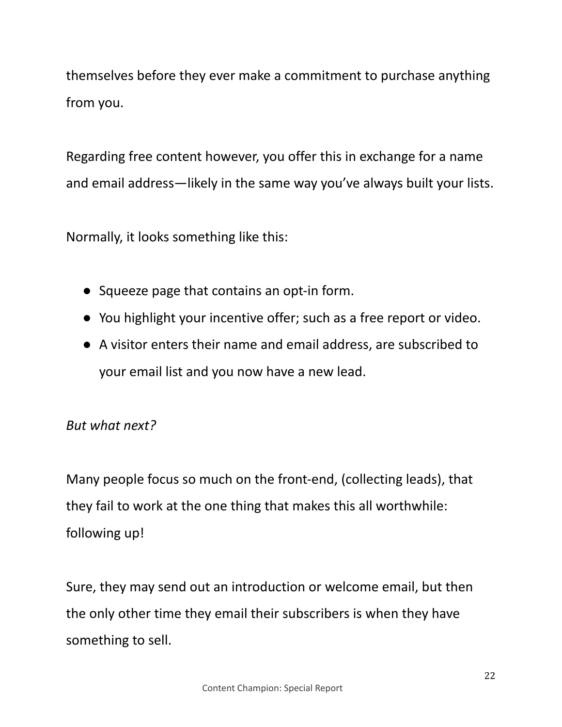themselves before they ever make a commitment to purchase anything from you.

Regarding free content however, you offer this in exchange for a name and email address—likely in the same way you've always built your lists.

Normally, it looks something like this:

- Squeeze page that contains an opt-in form.
- You highlight your incentive offer; such as a free report or video.
- A visitor enters their name and email address, are subscribed to your email list and you now have a new lead.

*But what next?*

Many people focus so much on the front-end, (collecting leads), that they fail to work at the one thing that makes this all worthwhile: following up!

Sure, they may send out an introduction or welcome email, but then the only other time they email their subscribers is when they have something to sell.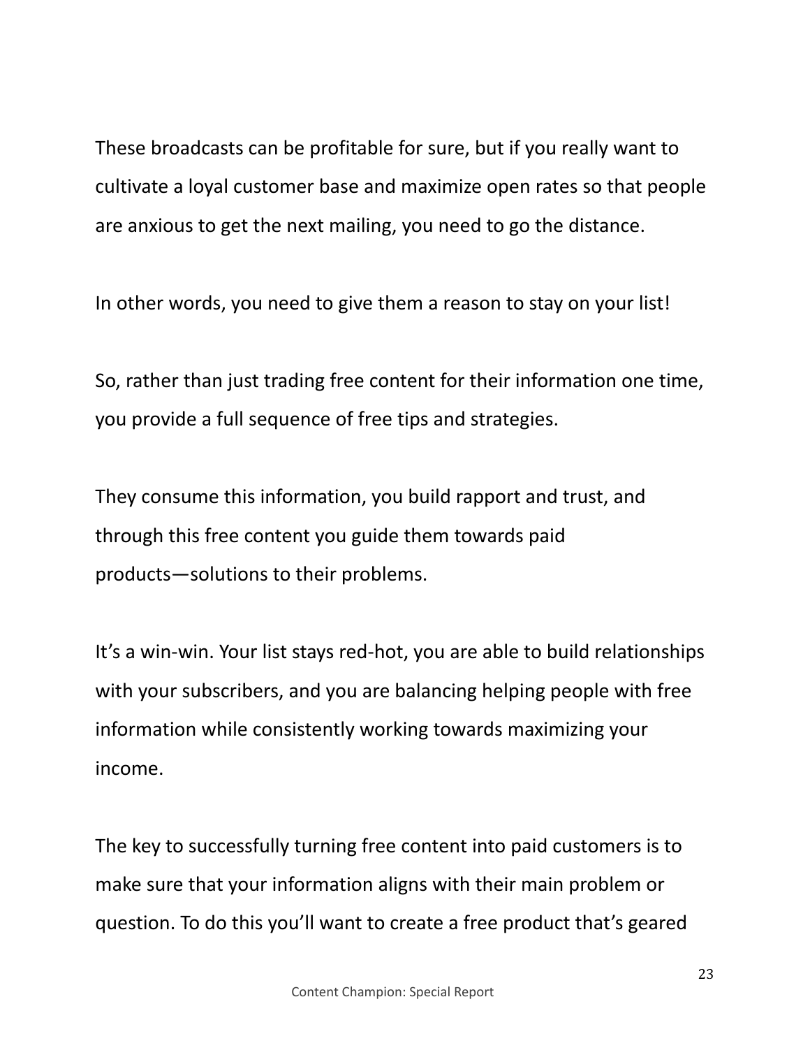These broadcasts can be profitable for sure, but if you really want to cultivate a loyal customer base and maximize open rates so that people are anxious to get the next mailing, you need to go the distance.

In other words, you need to give them a reason to stay on your list!

So, rather than just trading free content for their information one time, you provide a full sequence of free tips and strategies.

They consume this information, you build rapport and trust, and through this free content you guide them towards paid products—solutions to their problems.

It's a win-win. Your list stays red-hot, you are able to build relationships with your subscribers, and you are balancing helping people with free information while consistently working towards maximizing your income.

The key to successfully turning free content into paid customers is to make sure that your information aligns with their main problem or question. To do this you'll want to create a free product that's geared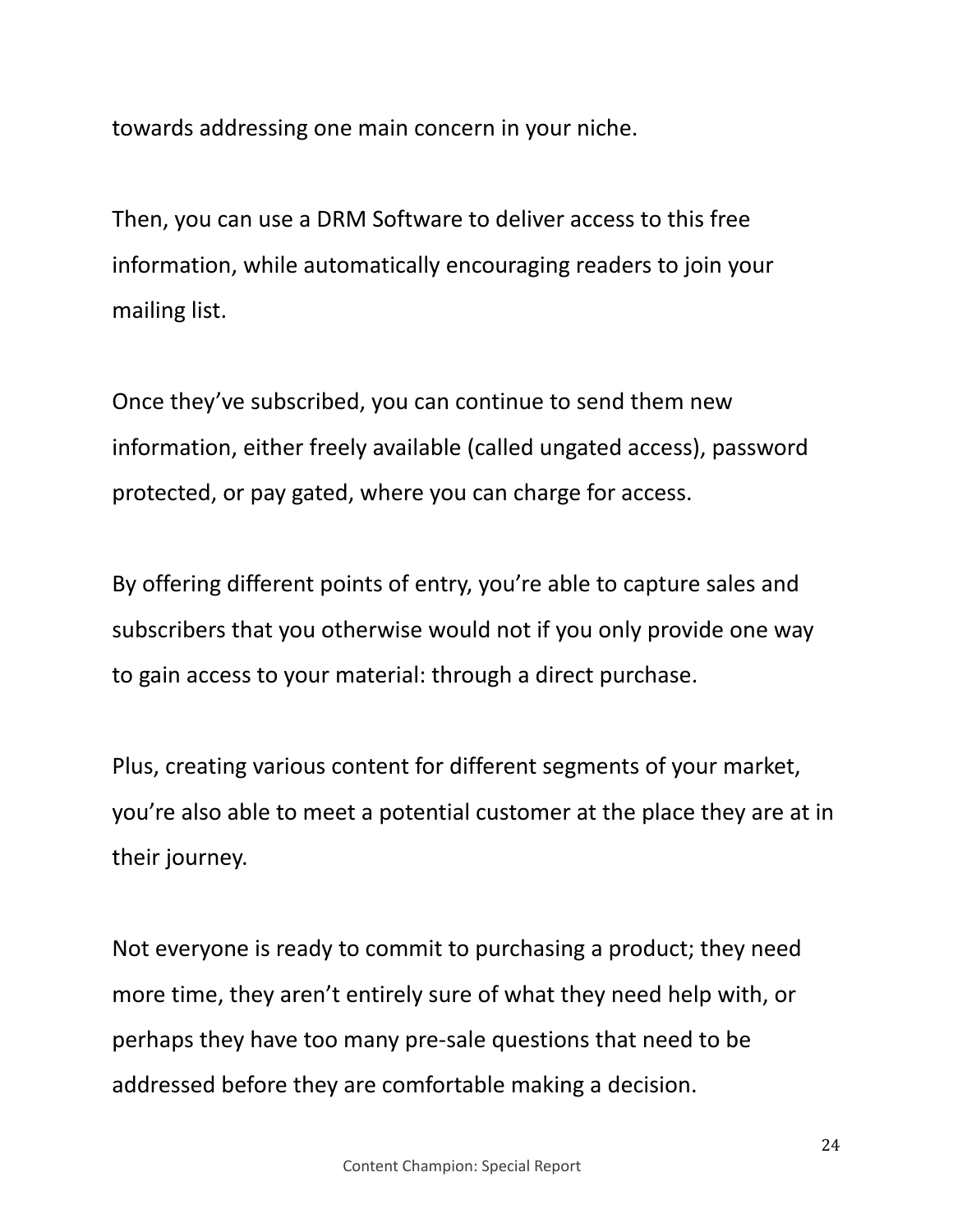towards addressing one main concern in your niche.

Then, you can use a DRM Software to deliver access to this free information, while automatically encouraging readers to join your mailing list.

Once they've subscribed, you can continue to send them new information, either freely available (called ungated access), password protected, or pay gated, where you can charge for access.

By offering different points of entry, you're able to capture sales and subscribers that you otherwise would not if you only provide one way to gain access to your material: through a direct purchase.

Plus, creating various content for different segments of your market, you're also able to meet a potential customer at the place they are at in their journey.

Not everyone is ready to commit to purchasing a product; they need more time, they aren't entirely sure of what they need help with, or perhaps they have too many pre-sale questions that need to be addressed before they are comfortable making a decision.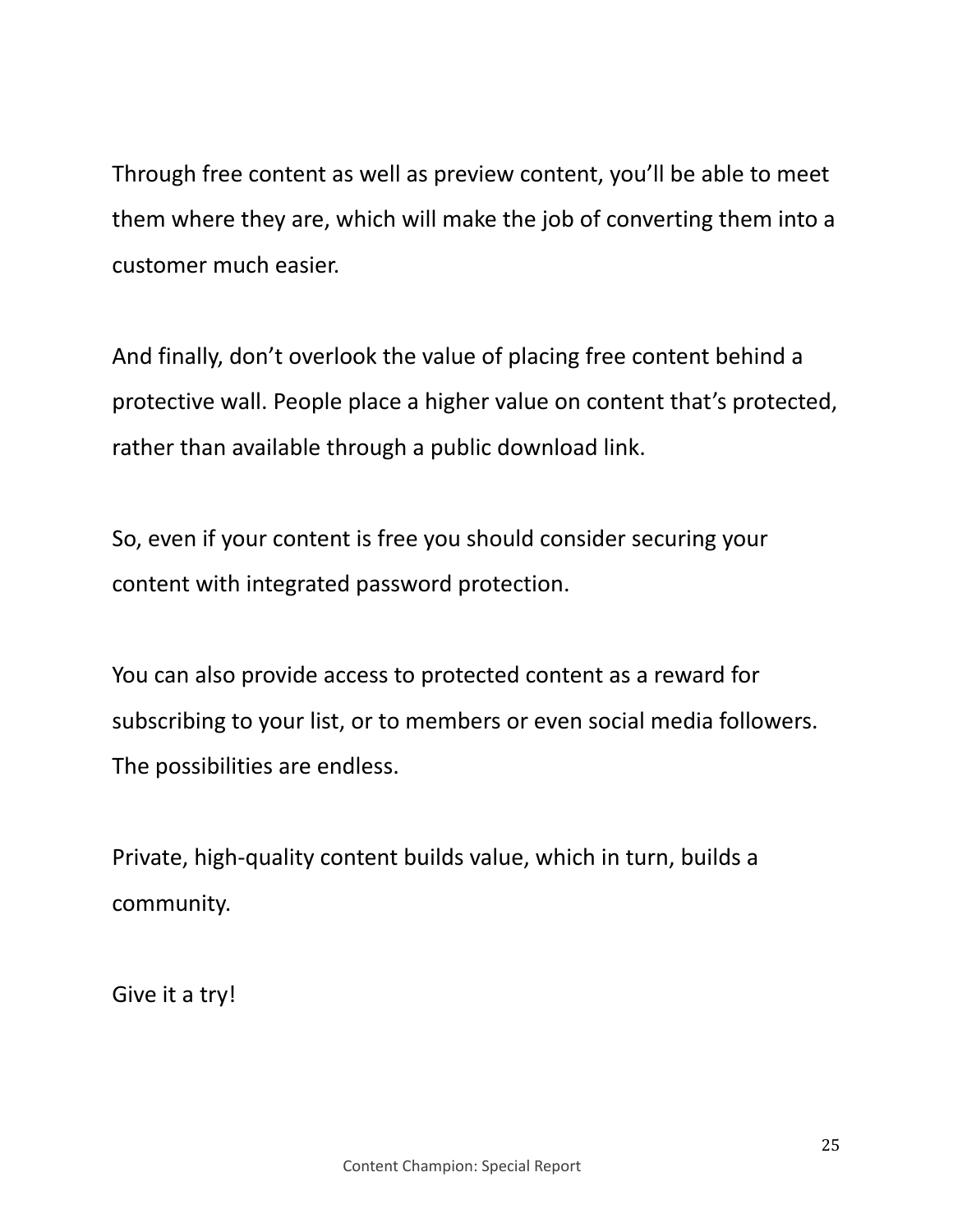Through free content as well as preview content, you'll be able to meet them where they are, which will make the job of converting them into a customer much easier.

And finally, don't overlook the value of placing free content behind a protective wall. People place a higher value on content that's protected, rather than available through a public download link.

So, even if your content is free you should consider securing your content with integrated password protection.

You can also provide access to protected content as a reward for subscribing to your list, or to members or even social media followers. The possibilities are endless.

Private, high-quality content builds value, which in turn, builds a community.

Give it a try!